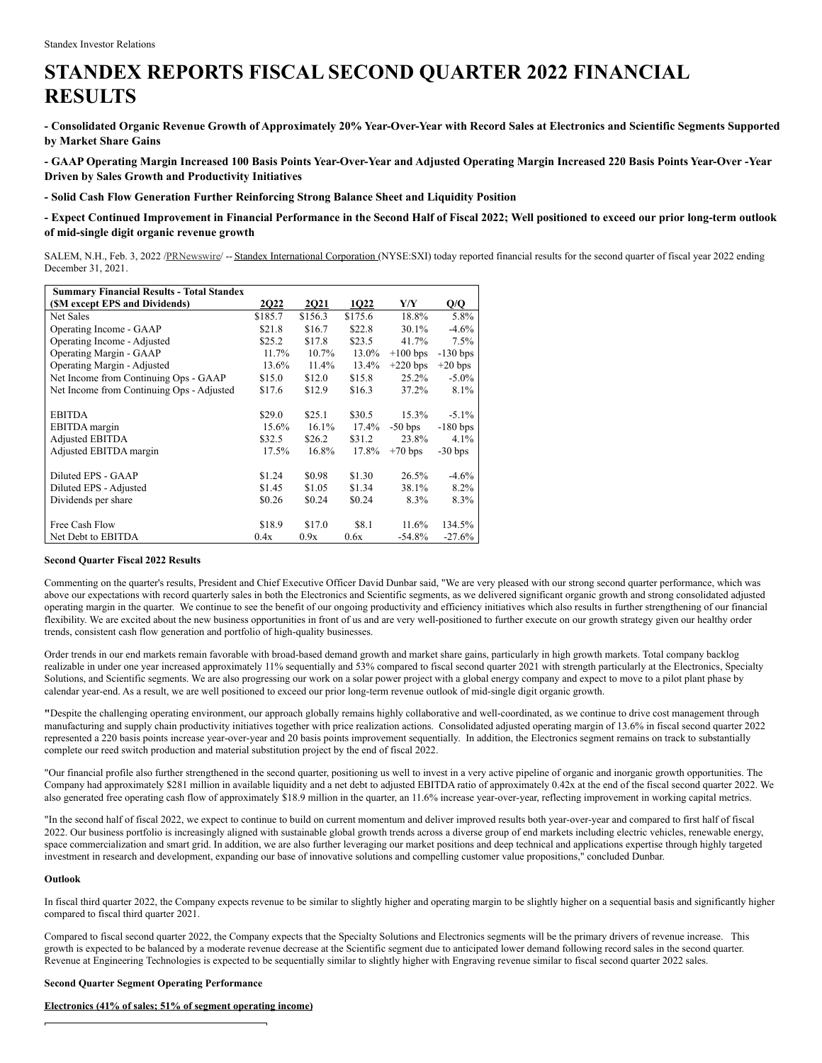Standex Investor Relations

# STANDEX REPORTS FISCAL SECOND QUARTER 2022 FINANCIAL RESULTS

**- Consolidated Organic Revenue Growth of Approximately 20% Year-Over-Year with Record Sales at Electronics and Scientific Segments Supported by Market Share Gains**

**- GAAP Operating Margin Increased 100 Basis Points Year-Over-Year and Adjusted Operating Margin Increased 220 Basis Points Year-Over -Year Driven by Sales Growth and Productivity Initiatives**

**- Solid Cash Flow Generation Further Reinforcing Strong Balance Sheet and Liquidity Position**

**- Expect Continued Improvement in Financial Performance in the Second Half of Fiscal 2022; Well positioned to exceed our prior long-term outlook of mid-single digit organic revenue growth**

SALEM, N.H., Feb. 3, 2022 /PRNewswire/ -- Standex International Corporation (NYSE:SXI) today reported financial results for the second quarter of fiscal year 2022 ending December 31, 2021.

| Summary Financial Results - Total Standex ($M except EPS and Dividends) | 2Q22 | 2Q21 | 1Q22 | Y/Y | Q/Q |
|---|---|---|---|---|---|
| Net Sales | $185.7 | $156.3 | $175.6 | 18.8% | 5.8% |
| Operating Income - GAAP | $21.8 | $16.7 | $22.8 | 30.1% | -4.6% |
| Operating Income - Adjusted | $25.2 | $17.8 | $23.5 | 41.7% | 7.5% |
| Operating Margin - GAAP | 11.7% | 10.7% | 13.0% | +100 bps | -130 bps |
| Operating Margin - Adjusted | 13.6% | 11.4% | 13.4% | +220 bps | +20 bps |
| Net Income from Continuing Ops - GAAP | $15.0 | $12.0 | $15.8 | 25.2% | -5.0% |
| Net Income from Continuing Ops - Adjusted | $17.6 | $12.9 | $16.3 | 37.2% | 8.1% |
| | | | | | |
| EBITDA | $29.0 | $25.1 | $30.5 | 15.3% | -5.1% |
| EBITDA margin | 15.6% | 16.1% | 17.4% | -50 bps | -180 bps |
| Adjusted EBITDA | $32.5 | $26.2 | $31.2 | 23.8% | 4.1% |
| Adjusted EBITDA margin | 17.5% | 16.8% | 17.8% | +70 bps | -30 bps |
| | | | | | |
| Diluted EPS - GAAP | $1.24 | $0.98 | $1.30 | 26.5% | -4.6% |
| Diluted EPS - Adjusted | $1.45 | $1.05 | $1.34 | 38.1% | 8.2% |
| Dividends per share | $0.26 | $0.24 | $0.24 | 8.3% | 8.3% |
| | | | | | |
| Free Cash Flow | $18.9 | $17.0 | $8.1 | 11.6% | 134.5% |
| Net Debt to EBITDA | 0.4x | 0.9x | 0.6x | -54.8% | -27.6% |

**Second Quarter Fiscal 2022 Results**

Commenting on the quarter's results, President and Chief Executive Officer David Dunbar said, "We are very pleased with our strong second quarter performance, which was above our expectations with record quarterly sales in both the Electronics and Scientific segments, as we delivered significant organic growth and strong consolidated adjusted operating margin in the quarter. We continue to see the benefit of our ongoing productivity and efficiency initiatives which also results in further strengthening of our financial flexibility. We are excited about the new business opportunities in front of us and are very well-positioned to further execute on our growth strategy given our healthy order trends, consistent cash flow generation and portfolio of high-quality businesses.

Order trends in our end markets remain favorable with broad-based demand growth and market share gains, particularly in high growth markets. Total company backlog realizable in under one year increased approximately 11% sequentially and 53% compared to fiscal second quarter 2021 with strength particularly at the Electronics, Specialty Solutions, and Scientific segments. We are also progressing our work on a solar power project with a global energy company and expect to move to a pilot plant phase by calendar year-end. As a result, we are well positioned to exceed our prior long-term revenue outlook of mid-single digit organic growth.

"Despite the challenging operating environment, our approach globally remains highly collaborative and well-coordinated, as we continue to drive cost management through manufacturing and supply chain productivity initiatives together with price realization actions. Consolidated adjusted operating margin of 13.6% in fiscal second quarter 2022 represented a 220 basis points increase year-over-year and 20 basis points improvement sequentially. In addition, the Electronics segment remains on track to substantially complete our reed switch production and material substitution project by the end of fiscal 2022.

"Our financial profile also further strengthened in the second quarter, positioning us well to invest in a very active pipeline of organic and inorganic growth opportunities. The Company had approximately $281 million in available liquidity and a net debt to adjusted EBITDA ratio of approximately 0.42x at the end of the fiscal second quarter 2022. We also generated free operating cash flow of approximately $18.9 million in the quarter, an 11.6% increase year-over-year, reflecting improvement in working capital metrics.

"In the second half of fiscal 2022, we expect to continue to build on current momentum and deliver improved results both year-over-year and compared to first half of fiscal 2022. Our business portfolio is increasingly aligned with sustainable global growth trends across a diverse group of end markets including electric vehicles, renewable energy, space commercialization and smart grid. In addition, we are also further leveraging our market positions and deep technical and applications expertise through highly targeted investment in research and development, expanding our base of innovative solutions and compelling customer value propositions," concluded Dunbar.

**Outlook**

In fiscal third quarter 2022, the Company expects revenue to be similar to slightly higher and operating margin to be slightly higher on a sequential basis and significantly higher compared to fiscal third quarter 2021.

Compared to fiscal second quarter 2022, the Company expects that the Specialty Solutions and Electronics segments will be the primary drivers of revenue increase. This growth is expected to be balanced by a moderate revenue decrease at the Scientific segment due to anticipated lower demand following record sales in the second quarter. Revenue at Engineering Technologies is expected to be sequentially similar to slightly higher with Engraving revenue similar to fiscal second quarter 2022 sales.

**Second Quarter Segment Operating Performance**

**Electronics (41% of sales; 51% of segment operating income)**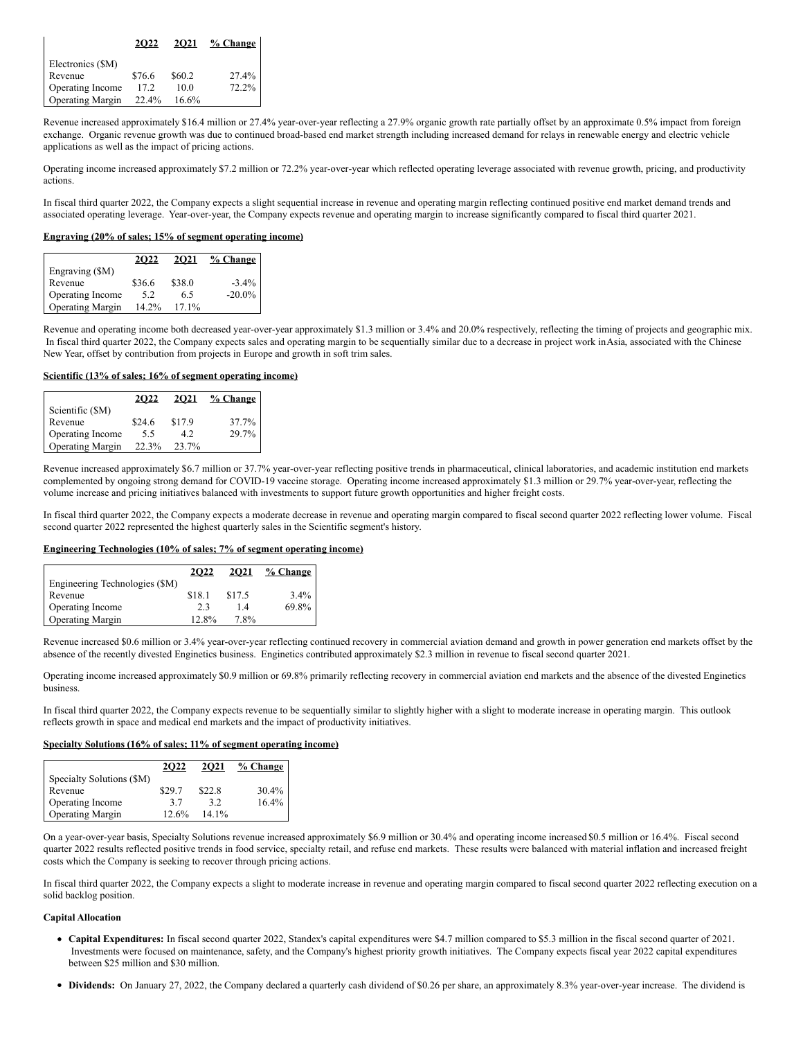| | 2Q22 | 2Q21 | % Change |
|---|---|---|---|
| Electronics ($M) | | | |
| Revenue | $76.6 | $60.2 | 27.4% |
| Operating Income | 17.2 | 10.0 | 72.2% |
| Operating Margin | 22.4% | 16.6% | |

Revenue increased approximately $16.4 million or 27.4% year-over-year reflecting a 27.9% organic growth rate partially offset by an approximate 0.5% impact from foreign exchange. Organic revenue growth was due to continued broad-based end market strength including increased demand for relays in renewable energy and electric vehicle applications as well as the impact of pricing actions.

Operating income increased approximately $7.2 million or 72.2% year-over-year which reflected operating leverage associated with revenue growth, pricing, and productivity actions.

In fiscal third quarter 2022, the Company expects a slight sequential increase in revenue and operating margin reflecting continued positive end market demand trends and associated operating leverage. Year-over-year, the Company expects revenue and operating margin to increase significantly compared to fiscal third quarter 2021.

**Engraving (20% of sales; 15% of segment operating income)**

| | 2Q22 | 2Q21 | % Change |
|---|---|---|---|
| Engraving ($M) | | | |
| Revenue | $36.6 | $38.0 | -3.4% |
| Operating Income | 5.2 | 6.5 | -20.0% |
| Operating Margin | 14.2% | 17.1% | |

Revenue and operating income both decreased year-over-year approximately $1.3 million or 3.4% and 20.0% respectively, reflecting the timing of projects and geographic mix. In fiscal third quarter 2022, the Company expects sales and operating margin to be sequentially similar due to a decrease in project work in Asia, associated with the Chinese New Year, offset by contribution from projects in Europe and growth in soft trim sales.

**Scientific (13% of sales; 16% of segment operating income)**

| | 2Q22 | 2Q21 | % Change |
|---|---|---|---|
| Scientific ($M) | | | |
| Revenue | $24.6 | $17.9 | 37.7% |
| Operating Income | 5.5 | 4.2 | 29.7% |
| Operating Margin | 22.3% | 23.7% | |

Revenue increased approximately $6.7 million or 37.7% year-over-year reflecting positive trends in pharmaceutical, clinical laboratories, and academic institution end markets complemented by ongoing strong demand for COVID-19 vaccine storage. Operating income increased approximately $1.3 million or 29.7% year-over-year, reflecting the volume increase and pricing initiatives balanced with investments to support future growth opportunities and higher freight costs.

In fiscal third quarter 2022, the Company expects a moderate decrease in revenue and operating margin compared to fiscal second quarter 2022 reflecting lower volume. Fiscal second quarter 2022 represented the highest quarterly sales in the Scientific segment's history.

**Engineering Technologies (10% of sales; 7% of segment operating income)**

| | 2Q22 | 2Q21 | % Change |
|---|---|---|---|
| Engineering Technologies ($M) | | | |
| Revenue | $18.1 | $17.5 | 3.4% |
| Operating Income | 2.3 | 1.4 | 69.8% |
| Operating Margin | 12.8% | 7.8% | |

Revenue increased $0.6 million or 3.4% year-over-year reflecting continued recovery in commercial aviation demand and growth in power generation end markets offset by the absence of the recently divested Enginetics business. Enginetics contributed approximately $2.3 million in revenue to fiscal second quarter 2021.

Operating income increased approximately $0.9 million or 69.8% primarily reflecting recovery in commercial aviation end markets and the absence of the divested Enginetics business.

In fiscal third quarter 2022, the Company expects revenue to be sequentially similar to slightly higher with a slight to moderate increase in operating margin. This outlook reflects growth in space and medical end markets and the impact of productivity initiatives.

**Specialty Solutions (16% of sales; 11% of segment operating income)**

| | 2Q22 | 2Q21 | % Change |
|---|---|---|---|
| Specialty Solutions ($M) | | | |
| Revenue | $29.7 | $22.8 | 30.4% |
| Operating Income | 3.7 | 3.2 | 16.4% |
| Operating Margin | 12.6% | 14.1% | |

On a year-over-year basis, Specialty Solutions revenue increased approximately $6.9 million or 30.4% and operating income increased $0.5 million or 16.4%. Fiscal second quarter 2022 results reflected positive trends in food service, specialty retail, and refuse end markets. These results were balanced with material inflation and increased freight costs which the Company is seeking to recover through pricing actions.

In fiscal third quarter 2022, the Company expects a slight to moderate increase in revenue and operating margin compared to fiscal second quarter 2022 reflecting execution on a solid backlog position.

**Capital Allocation**

- **Capital Expenditures:** In fiscal second quarter 2022, Standex's capital expenditures were $4.7 million compared to $5.3 million in the fiscal second quarter of 2021. Investments were focused on maintenance, safety, and the Company's highest priority growth initiatives. The Company expects fiscal year 2022 capital expenditures between $25 million and $30 million.
- **Dividends:** On January 27, 2022, the Company declared a quarterly cash dividend of $0.26 per share, an approximately 8.3% year-over-year increase. The dividend is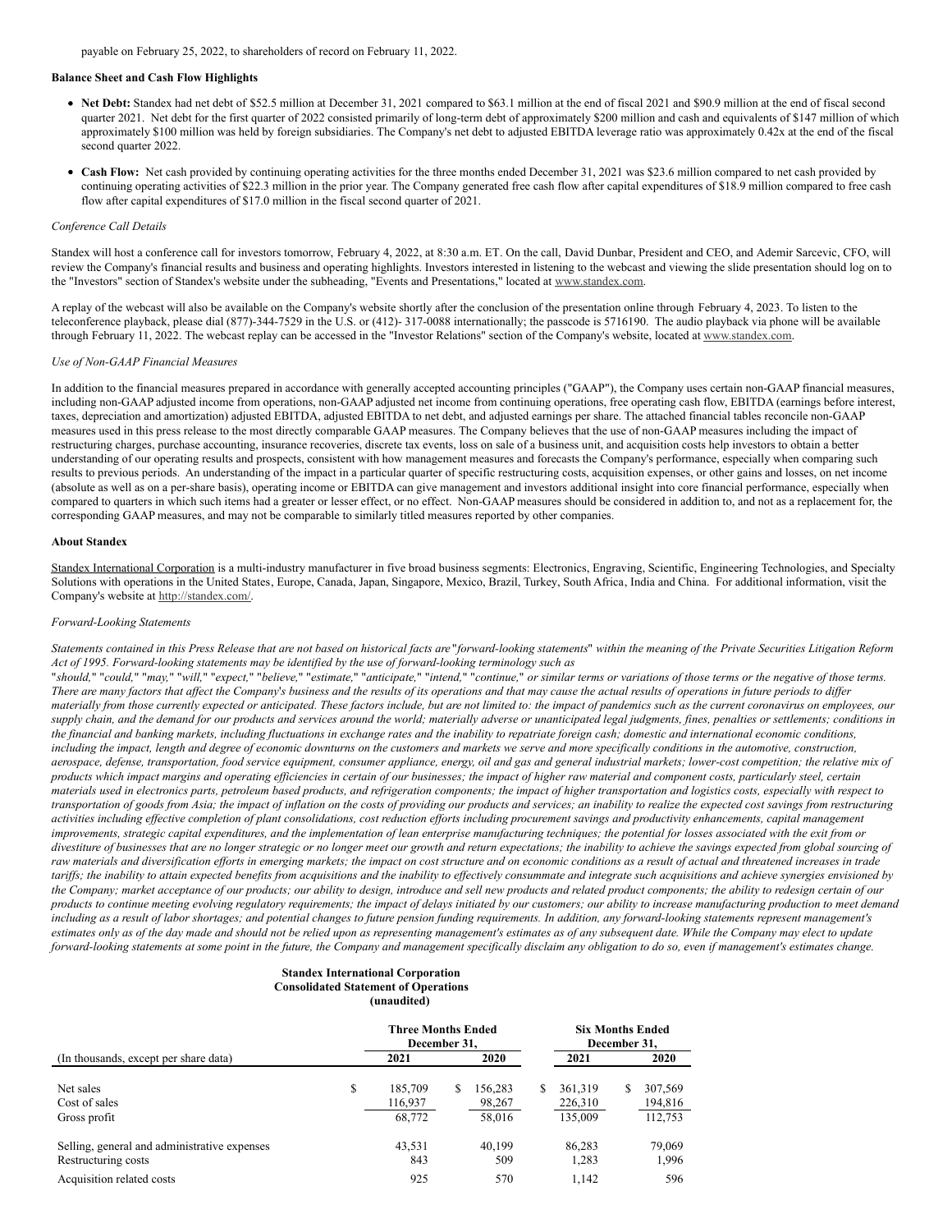payable on February 25, 2022, to shareholders of record on February 11, 2022.

**Balance Sheet and Cash Flow Highlights**

- **Net Debt:** Standex had net debt of $52.5 million at December 31, 2021 compared to $63.1 million at the end of fiscal 2021 and $90.9 million at the end of fiscal second quarter 2021. Net debt for the first quarter of 2022 consisted primarily of long-term debt of approximately $200 million and cash and equivalents of $147 million of which approximately $100 million was held by foreign subsidiaries. The Company's net debt to adjusted EBITDA leverage ratio was approximately 0.42x at the end of the fiscal second quarter 2022.

- **Cash Flow:** Net cash provided by continuing operating activities for the three months ended December 31, 2021 was $23.6 million compared to net cash provided by continuing operating activities of $22.3 million in the prior year. The Company generated free cash flow after capital expenditures of $18.9 million compared to free cash flow after capital expenditures of $17.0 million in the fiscal second quarter of 2021.

*Conference Call Details*

Standex will host a conference call for investors tomorrow, February 4, 2022, at 8:30 a.m. ET. On the call, David Dunbar, President and CEO, and Ademir Sarcevic, CFO, will review the Company's financial results and business and operating highlights. Investors interested in listening to the webcast and viewing the slide presentation should log on to the "Investors" section of Standex's website under the subheading, "Events and Presentations," located at www.standex.com.

A replay of the webcast will also be available on the Company's website shortly after the conclusion of the presentation online through February 4, 2023. To listen to the teleconference playback, please dial (877)-344-7529 in the U.S. or (412)- 317-0088 internationally; the passcode is 5716190. The audio playback via phone will be available through February 11, 2022. The webcast replay can be accessed in the "Investor Relations" section of the Company's website, located at www.standex.com.

*Use of Non-GAAP Financial Measures*

In addition to the financial measures prepared in accordance with generally accepted accounting principles ("GAAP"), the Company uses certain non-GAAP financial measures, including non-GAAP adjusted income from operations, non-GAAP adjusted net income from continuing operations, free operating cash flow, EBITDA (earnings before interest, taxes, depreciation and amortization) adjusted EBITDA, adjusted EBITDA to net debt, and adjusted earnings per share. The attached financial tables reconcile non-GAAP measures used in this press release to the most directly comparable GAAP measures. The Company believes that the use of non-GAAP measures including the impact of restructuring charges, purchase accounting, insurance recoveries, discrete tax events, loss on sale of a business unit, and acquisition costs help investors to obtain a better understanding of our operating results and prospects, consistent with how management measures and forecasts the Company's performance, especially when comparing such results to previous periods. An understanding of the impact in a particular quarter of specific restructuring costs, acquisition expenses, or other gains and losses, on net income (absolute as well as on a per-share basis), operating income or EBITDA can give management and investors additional insight into core financial performance, especially when compared to quarters in which such items had a greater or lesser effect, or no effect. Non-GAAP measures should be considered in addition to, and not as a replacement for, the corresponding GAAP measures, and may not be comparable to similarly titled measures reported by other companies.

**About Standex**

Standex International Corporation is a multi-industry manufacturer in five broad business segments: Electronics, Engraving, Scientific, Engineering Technologies, and Specialty Solutions with operations in the United States, Europe, Canada, Japan, Singapore, Mexico, Brazil, Turkey, South Africa, India and China. For additional information, visit the Company's website at http://standex.com/.

*Forward-Looking Statements*

*Statements contained in this Press Release that are not based on historical facts are "forward-looking statements" within the meaning of the Private Securities Litigation Reform Act of 1995. Forward-looking statements may be identified by the use of forward-looking terminology such as "should," "could," "may," "will," "expect," "believe," "estimate," "anticipate," "intend," "continue," or similar terms or variations of those terms or the negative of those terms. There are many factors that affect the Company's business and the results of its operations and that may cause the actual results of operations in future periods to differ materially from those currently expected or anticipated. These factors include, but are not limited to: the impact of pandemics such as the current coronavirus on employees, our supply chain, and the demand for our products and services around the world; materially adverse or unanticipated legal judgments, fines, penalties or settlements; conditions in the financial and banking markets, including fluctuations in exchange rates and the inability to repatriate foreign cash; domestic and international economic conditions, including the impact, length and degree of economic downturns on the customers and markets we serve and more specifically conditions in the automotive, construction, aerospace, defense, transportation, food service equipment, consumer appliance, energy, oil and gas and general industrial markets; lower-cost competition; the relative mix of products which impact margins and operating efficiencies in certain of our businesses; the impact of higher raw material and component costs, particularly steel, certain materials used in electronics parts, petroleum based products, and refrigeration components; the impact of higher transportation and logistics costs, especially with respect to transportation of goods from Asia; the impact of inflation on the costs of providing our products and services; an inability to realize the expected cost savings from restructuring activities including effective completion of plant consolidations, cost reduction efforts including procurement savings and productivity enhancements, capital management improvements, strategic capital expenditures, and the implementation of lean enterprise manufacturing techniques; the potential for losses associated with the exit from or divestiture of businesses that are no longer strategic or no longer meet our growth and return expectations; the inability to achieve the savings expected from global sourcing of raw materials and diversification efforts in emerging markets; the impact on cost structure and on economic conditions as a result of actual and threatened increases in trade tariffs; the inability to attain expected benefits from acquisitions and the inability to effectively consummate and integrate such acquisitions and achieve synergies envisioned by the Company; market acceptance of our products; our ability to design, introduce and sell new products and related product components; the ability to redesign certain of our products to continue meeting evolving regulatory requirements; the impact of delays initiated by our customers; our ability to increase manufacturing production to meet demand including as a result of labor shortages; and potential changes to future pension funding requirements. In addition, any forward-looking statements represent management's estimates only as of the day made and should not be relied upon as representing management's estimates as of any subsequent date. While the Company may elect to update forward-looking statements at some point in the future, the Company and management specifically disclaim any obligation to do so, even if management's estimates change.*

**Standex International Corporation**
**Consolidated Statement of Operations**
**(unaudited)**

| | Three Months Ended December 31, | | Six Months Ended December 31, | |
|---|---|---|---|---|
| (In thousands, except per share data) | 2021 | 2020 | 2021 | 2020 |
| Net sales | $ 185,709 | $ 156,283 | $ 361,319 | $ 307,569 |
| Cost of sales | 116,937 | 98,267 | 226,310 | 194,816 |
| Gross profit | 68,772 | 58,016 | 135,009 | 112,753 |
| Selling, general and administrative expenses | 43,531 | 40,199 | 86,283 | 79,069 |
| Restructuring costs | 843 | 509 | 1,283 | 1,996 |
| Acquisition related costs | 925 | 570 | 1,142 | 596 |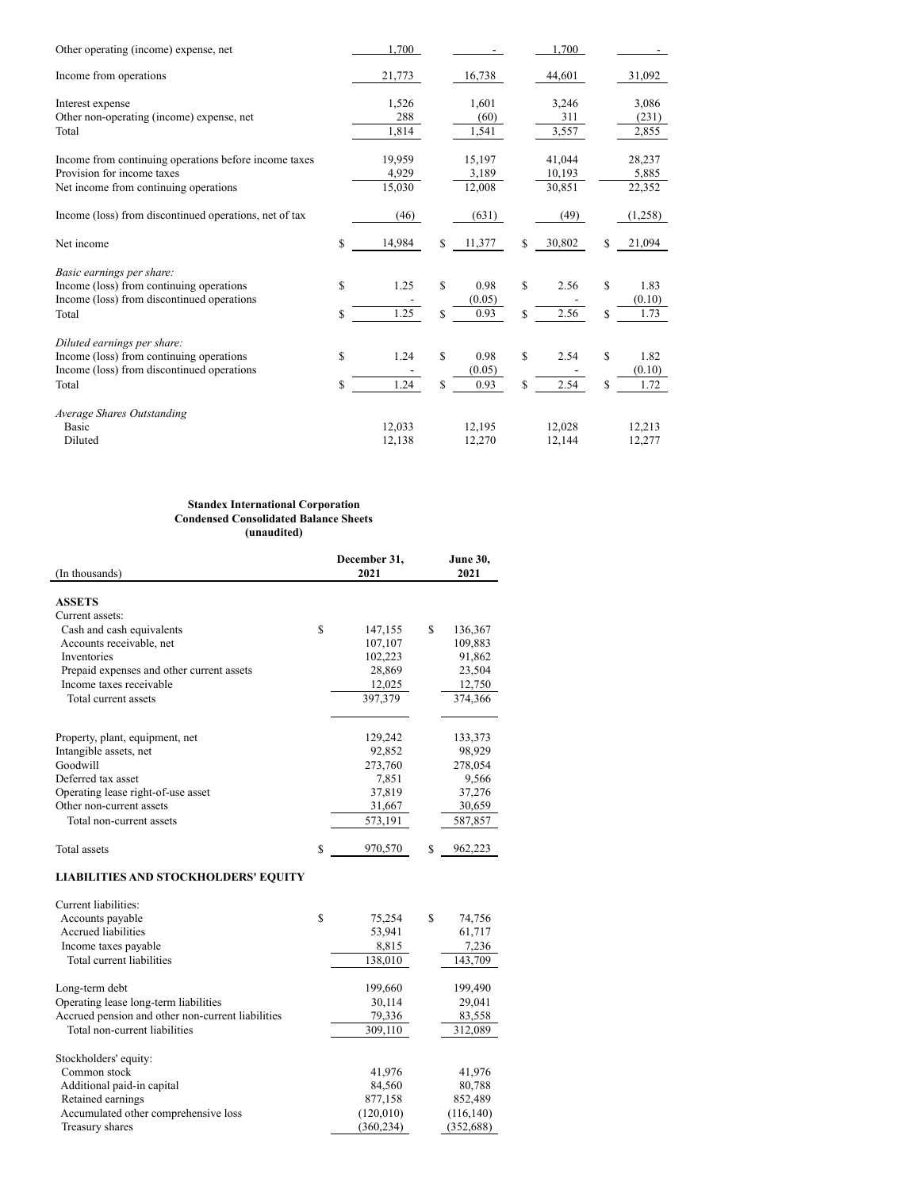| | | | | |
|---|---|---|---|---|
| Other operating (income) expense, net | 1,700 | - | 1,700 | - |
| Income from operations | 21,773 | 16,738 | 44,601 | 31,092 |
| Interest expense | 1,526 | 1,601 | 3,246 | 3,086 |
| Other non-operating (income) expense, net | 288 | (60) | 311 | (231) |
| Total | 1,814 | 1,541 | 3,557 | 2,855 |
| Income from continuing operations before income taxes | 19,959 | 15,197 | 41,044 | 28,237 |
| Provision for income taxes | 4,929 | 3,189 | 10,193 | 5,885 |
| Net income from continuing operations | 15,030 | 12,008 | 30,851 | 22,352 |
| Income (loss) from discontinued operations, net of tax | (46) | (631) | (49) | (1,258) |
| Net income | $ 14,984 | $ 11,377 | $ 30,802 | $ 21,094 |
| *Basic earnings per share:* | | | | |
| Income (loss) from continuing operations | $ 1.25 | $ 0.98 | $ 2.56 | $ 1.83 |
| Income (loss) from discontinued operations | - | (0.05) | - | (0.10) |
| Total | $ 1.25 | $ 0.93 | $ 2.56 | $ 1.73 |
| *Diluted earnings per share:* | | | | |
| Income (loss) from continuing operations | $ 1.24 | $ 0.98 | $ 2.54 | $ 1.82 |
| Income (loss) from discontinued operations | - | (0.05) | - | (0.10) |
| Total | $ 1.24 | $ 0.93 | $ 2.54 | $ 1.72 |
| *Average Shares Outstanding* | | | | |
| Basic | 12,033 | 12,195 | 12,028 | 12,213 |
| Diluted | 12,138 | 12,270 | 12,144 | 12,277 |

**Standex International Corporation**
**Condensed Consolidated Balance Sheets**
**(unaudited)**

| (In thousands) | December 31, 2021 | June 30, 2021 |
|---|---|---|
| **ASSETS** | | |
| Current assets: | | |
| Cash and cash equivalents | $ 147,155 | $ 136,367 |
| Accounts receivable, net | 107,107 | 109,883 |
| Inventories | 102,223 | 91,862 |
| Prepaid expenses and other current assets | 28,869 | 23,504 |
| Income taxes receivable | 12,025 | 12,750 |
| Total current assets | 397,379 | 374,366 |
| Property, plant, equipment, net | 129,242 | 133,373 |
| Intangible assets, net | 92,852 | 98,929 |
| Goodwill | 273,760 | 278,054 |
| Deferred tax asset | 7,851 | 9,566 |
| Operating lease right-of-use asset | 37,819 | 37,276 |
| Other non-current assets | 31,667 | 30,659 |
| Total non-current assets | 573,191 | 587,857 |
| Total assets | $ 970,570 | $ 962,223 |
| **LIABILITIES AND STOCKHOLDERS' EQUITY** | | |
| Current liabilities: | | |
| Accounts payable | $ 75,254 | $ 74,756 |
| Accrued liabilities | 53,941 | 61,717 |
| Income taxes payable | 8,815 | 7,236 |
| Total current liabilities | 138,010 | 143,709 |
| Long-term debt | 199,660 | 199,490 |
| Operating lease long-term liabilities | 30,114 | 29,041 |
| Accrued pension and other non-current liabilities | 79,336 | 83,558 |
| Total non-current liabilities | 309,110 | 312,089 |
| Stockholders' equity: | | |
| Common stock | 41,976 | 41,976 |
| Additional paid-in capital | 84,560 | 80,788 |
| Retained earnings | 877,158 | 852,489 |
| Accumulated other comprehensive loss | (120,010) | (116,140) |
| Treasury shares | (360,234) | (352,688) |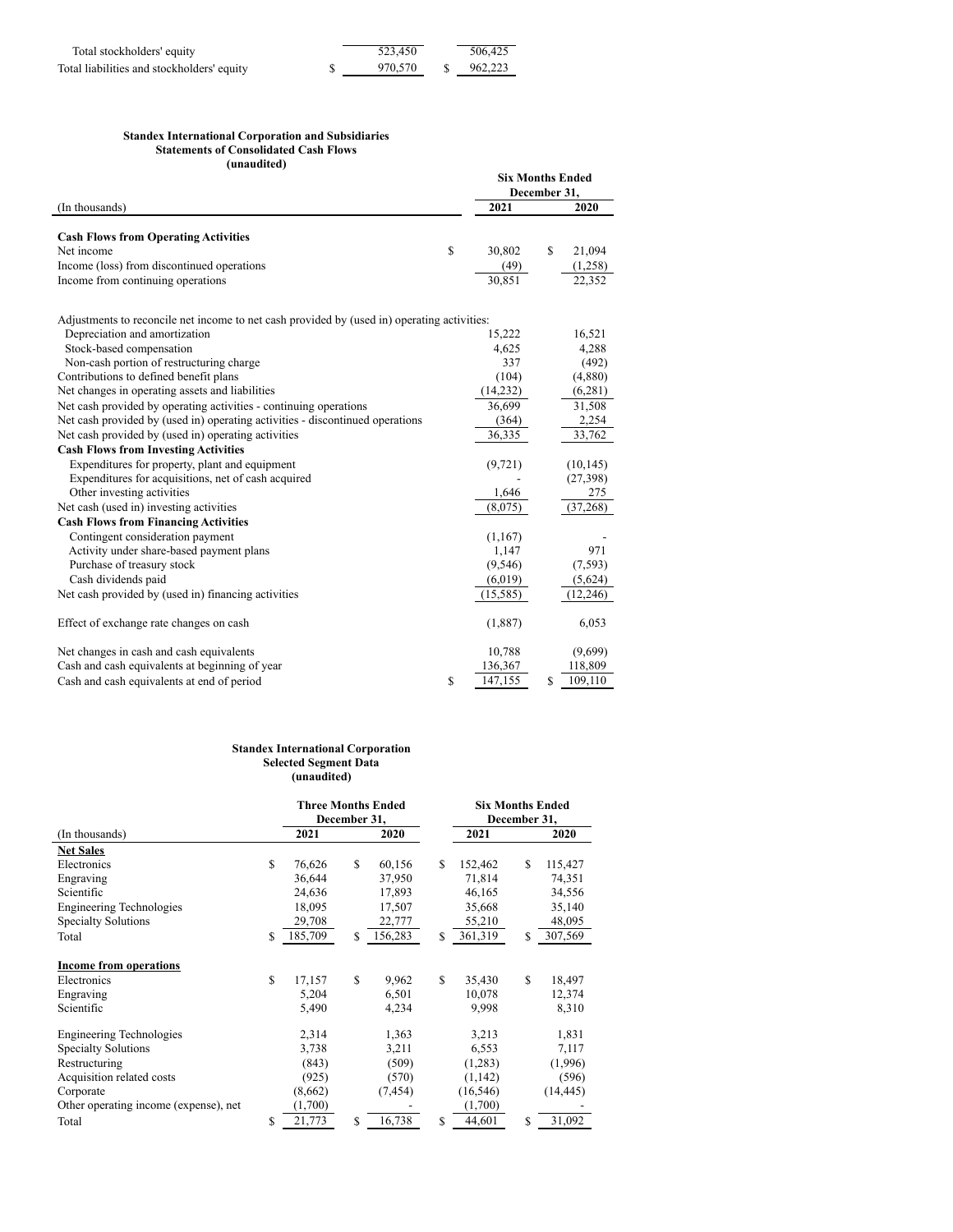| | | |
|---|---|---|
| Total stockholders' equity | 523,450 | 506,425 |
| Total liabilities and stockholders' equity | $ 970,570 | $ 962,223 |

**Standex International Corporation and Subsidiaries**
**Statements of Consolidated Cash Flows**
**(unaudited)**

| | Six Months Ended December 31, | |
|---|---|---|
| (In thousands) | 2021 | 2020 |
| **Cash Flows from Operating Activities** | | |
| Net income | $ 30,802 | $ 21,094 |
| Income (loss) from discontinued operations | (49) | (1,258) |
| Income from continuing operations | 30,851 | 22,352 |
| Adjustments to reconcile net income to net cash provided by (used in) operating activities: | | |
| Depreciation and amortization | 15,222 | 16,521 |
| Stock-based compensation | 4,625 | 4,288 |
| Non-cash portion of restructuring charge | 337 | (492) |
| Contributions to defined benefit plans | (104) | (4,880) |
| Net changes in operating assets and liabilities | (14,232) | (6,281) |
| Net cash provided by operating activities - continuing operations | 36,699 | 31,508 |
| Net cash provided by (used in) operating activities - discontinued operations | (364) | 2,254 |
| Net cash provided by (used in) operating activities | 36,335 | 33,762 |
| **Cash Flows from Investing Activities** | | |
| Expenditures for property, plant and equipment | (9,721) | (10,145) |
| Expenditures for acquisitions, net of cash acquired | - | (27,398) |
| Other investing activities | 1,646 | 275 |
| Net cash (used in) investing activities | (8,075) | (37,268) |
| **Cash Flows from Financing Activities** | | |
| Contingent consideration payment | (1,167) | - |
| Activity under share-based payment plans | 1,147 | 971 |
| Purchase of treasury stock | (9,546) | (7,593) |
| Cash dividends paid | (6,019) | (5,624) |
| Net cash provided by (used in) financing activities | (15,585) | (12,246) |
| Effect of exchange rate changes on cash | (1,887) | 6,053 |
| Net changes in cash and cash equivalents | 10,788 | (9,699) |
| Cash and cash equivalents at beginning of year | 136,367 | 118,809 |
| Cash and cash equivalents at end of period | $ 147,155 | $ 109,110 |

**Standex International Corporation**
**Selected Segment Data**
**(unaudited)**

| | Three Months Ended December 31, | | Six Months Ended December 31, | |
|---|---|---|---|---|
| (In thousands) | 2021 | 2020 | 2021 | 2020 |
| **Net Sales** | | | | |
| Electronics | $ 76,626 | $ 60,156 | $ 152,462 | $ 115,427 |
| Engraving | 36,644 | 37,950 | 71,814 | 74,351 |
| Scientific | 24,636 | 17,893 | 46,165 | 34,556 |
| Engineering Technologies | 18,095 | 17,507 | 35,668 | 35,140 |
| Specialty Solutions | 29,708 | 22,777 | 55,210 | 48,095 |
| Total | $ 185,709 | $ 156,283 | $ 361,319 | $ 307,569 |
| **Income from operations** | | | | |
| Electronics | $ 17,157 | $ 9,962 | $ 35,430 | $ 18,497 |
| Engraving | 5,204 | 6,501 | 10,078 | 12,374 |
| Scientific | 5,490 | 4,234 | 9,998 | 8,310 |
| Engineering Technologies | 2,314 | 1,363 | 3,213 | 1,831 |
| Specialty Solutions | 3,738 | 3,211 | 6,553 | 7,117 |
| Restructuring | (843) | (509) | (1,283) | (1,996) |
| Acquisition related costs | (925) | (570) | (1,142) | (596) |
| Corporate | (8,662) | (7,454) | (16,546) | (14,445) |
| Other operating income (expense), net | (1,700) | - | (1,700) | - |
| Total | $ 21,773 | $ 16,738 | $ 44,601 | $ 31,092 |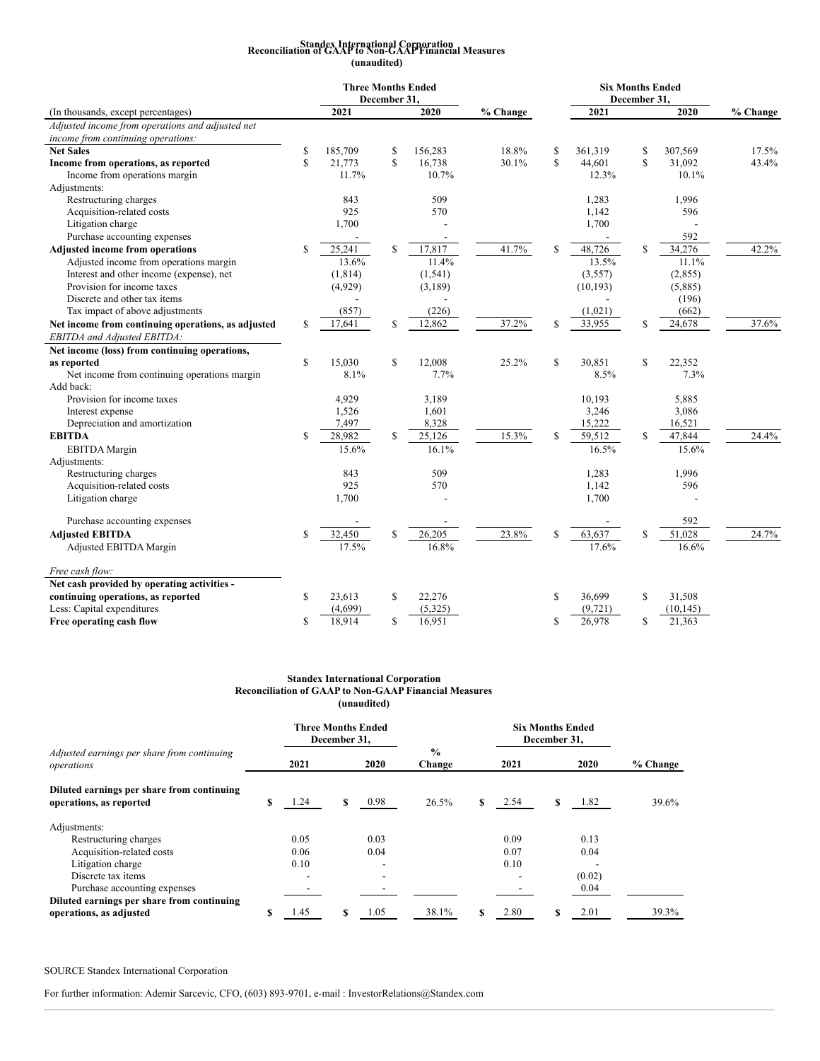## Standex International Corporation
## Reconciliation of GAAP to Non-GAAP Financial Measures
**(unaudited)**

| (In thousands, except percentages) | Three Months Ended December 31, 2021 | Three Months Ended December 31, 2020 | % Change | Six Months Ended December 31, 2021 | Six Months Ended December 31, 2020 | % Change |
|---|---|---|---|---|---|---|
| *Adjusted income from operations and adjusted net income from continuing operations:* | | | | | | |
| **Net Sales** | $ 185,709 | $ 156,283 | 18.8% | $ 361,319 | $ 307,569 | 17.5% |
| **Income from operations, as reported** | $ 21,773 | $ 16,738 | 30.1% | $ 44,601 | $ 31,092 | 43.4% |
| Income from operations margin | 11.7% | 10.7% | | 12.3% | 10.1% | |
| Adjustments: | | | | | | |
| Restructuring charges | 843 | 509 | | 1,283 | 1,996 | |
| Acquisition-related costs | 925 | 570 | | 1,142 | 596 | |
| Litigation charge | 1,700 | - | | 1,700 | - | |
| Purchase accounting expenses | - | - | | - | 592 | |
| **Adjusted income from operations** | $ 25,241 | $ 17,817 | 41.7% | $ 48,726 | $ 34,276 | 42.2% |
| Adjusted income from operations margin | 13.6% | 11.4% | | 13.5% | 11.1% | |
| Interest and other income (expense), net | (1,814) | (1,541) | | (3,557) | (2,855) | |
| Provision for income taxes | (4,929) | (3,189) | | (10,193) | (5,885) | |
| Discrete and other tax items | - | - | | - | (196) | |
| Tax impact of above adjustments | (857) | (226) | | (1,021) | (662) | |
| **Net income from continuing operations, as adjusted** | $ 17,641 | $ 12,862 | 37.2% | $ 33,955 | $ 24,678 | 37.6% |
| *EBITDA and Adjusted EBITDA:* | | | | | | |
| **Net income (loss) from continuing operations, as reported** | $ 15,030 | $ 12,008 | 25.2% | $ 30,851 | $ 22,352 | |
| Net income from continuing operations margin | 8.1% | 7.7% | | 8.5% | 7.3% | |
| Add back: | | | | | | |
| Provision for income taxes | 4,929 | 3,189 | | 10,193 | 5,885 | |
| Interest expense | 1,526 | 1,601 | | 3,246 | 3,086 | |
| Depreciation and amortization | 7,497 | 8,328 | | 15,222 | 16,521 | |
| **EBITDA** | $ 28,982 | $ 25,126 | 15.3% | $ 59,512 | $ 47,844 | 24.4% |
| EBITDA Margin | 15.6% | 16.1% | | 16.5% | 15.6% | |
| Adjustments: | | | | | | |
| Restructuring charges | 843 | 509 | | 1,283 | 1,996 | |
| Acquisition-related costs | 925 | 570 | | 1,142 | 596 | |
| Litigation charge | 1,700 | - | | 1,700 | - | |
| Purchase accounting expenses | - | - | | - | 592 | |
| **Adjusted EBITDA** | $ 32,450 | $ 26,205 | 23.8% | $ 63,637 | $ 51,028 | 24.7% |
| Adjusted EBITDA Margin | 17.5% | 16.8% | | 17.6% | 16.6% | |
| *Free cash flow:* | | | | | | |
| **Net cash provided by operating activities - continuing operations, as reported** | $ 23,613 | $ 22,276 | | $ 36,699 | $ 31,508 | |
| Less: Capital expenditures | (4,699) | (5,325) | | (9,721) | (10,145) | |
| **Free operating cash flow** | $ 18,914 | $ 16,951 | | $ 26,978 | $ 21,363 | |

## Standex International Corporation
## Reconciliation of GAAP to Non-GAAP Financial Measures
**(unaudited)**

| *Adjusted earnings per share from continuing operations* | Three Months Ended December 31, 2021 | Three Months Ended December 31, 2020 | % Change | Six Months Ended December 31, 2021 | Six Months Ended December 31, 2020 | % Change |
|---|---|---|---|---|---|---|
| **Diluted earnings per share from continuing operations, as reported** | $ 1.24 | $ 0.98 | 26.5% | $ 2.54 | $ 1.82 | 39.6% |
| Adjustments: | | | | | | |
| Restructuring charges | 0.05 | 0.03 | | 0.09 | 0.13 | |
| Acquisition-related costs | 0.06 | 0.04 | | 0.07 | 0.04 | |
| Litigation charge | 0.10 | - | | 0.10 | - | |
| Discrete tax items | - | - | | - | (0.02) | |
| Purchase accounting expenses | - | - | | - | 0.04 | |
| **Diluted earnings per share from continuing operations, as adjusted** | $ 1.45 | $ 1.05 | 38.1% | $ 2.80 | $ 2.01 | 39.3% |

SOURCE Standex International Corporation

For further information: Ademir Sarcevic, CFO, (603) 893-9701, e-mail : InvestorRelations@Standex.com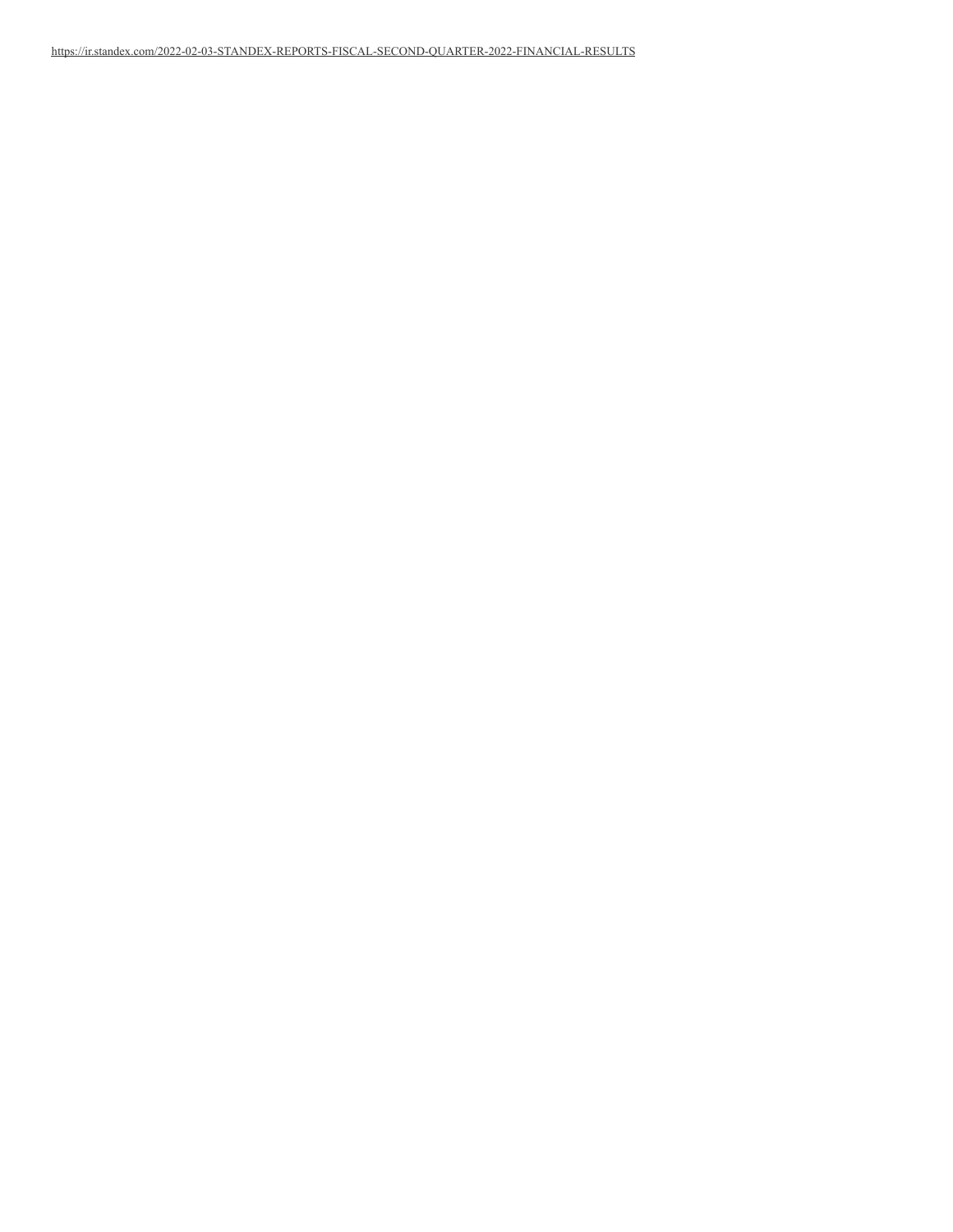https://ir.standex.com/2022-02-03-STANDEX-REPORTS-FISCAL-SECOND-QUARTER-2022-FINANCIAL-RESULTS